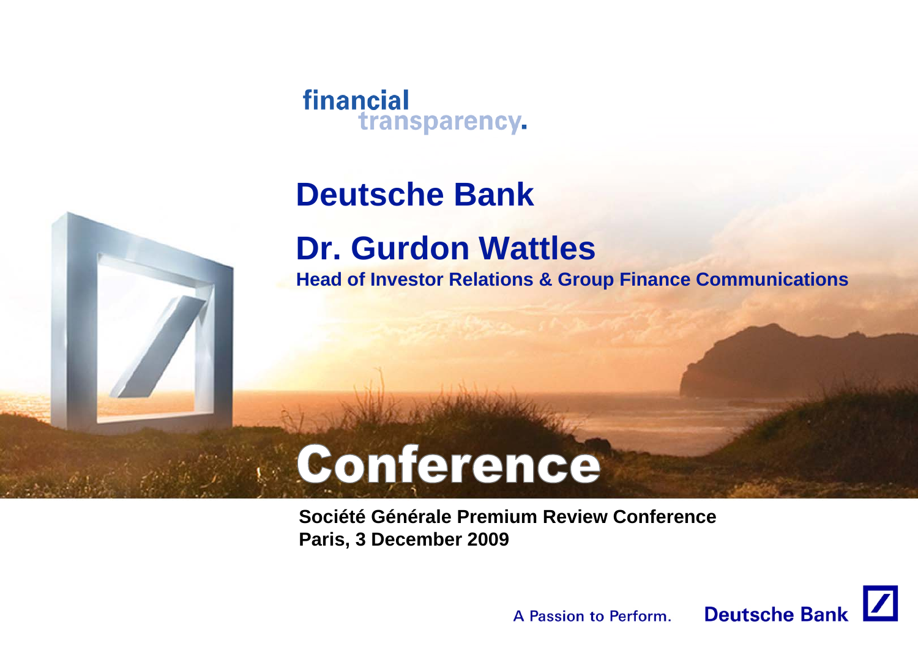financial transparency.

# Deutsche Bank

## Dr. Gurdon Wattles

**Head of Investor Relations & Group Finance Communications**

# Conference

**Société Générale Premium Review Conference**
**Paris, 3 December 2009**

A Passion to Perform. Deutsche Bank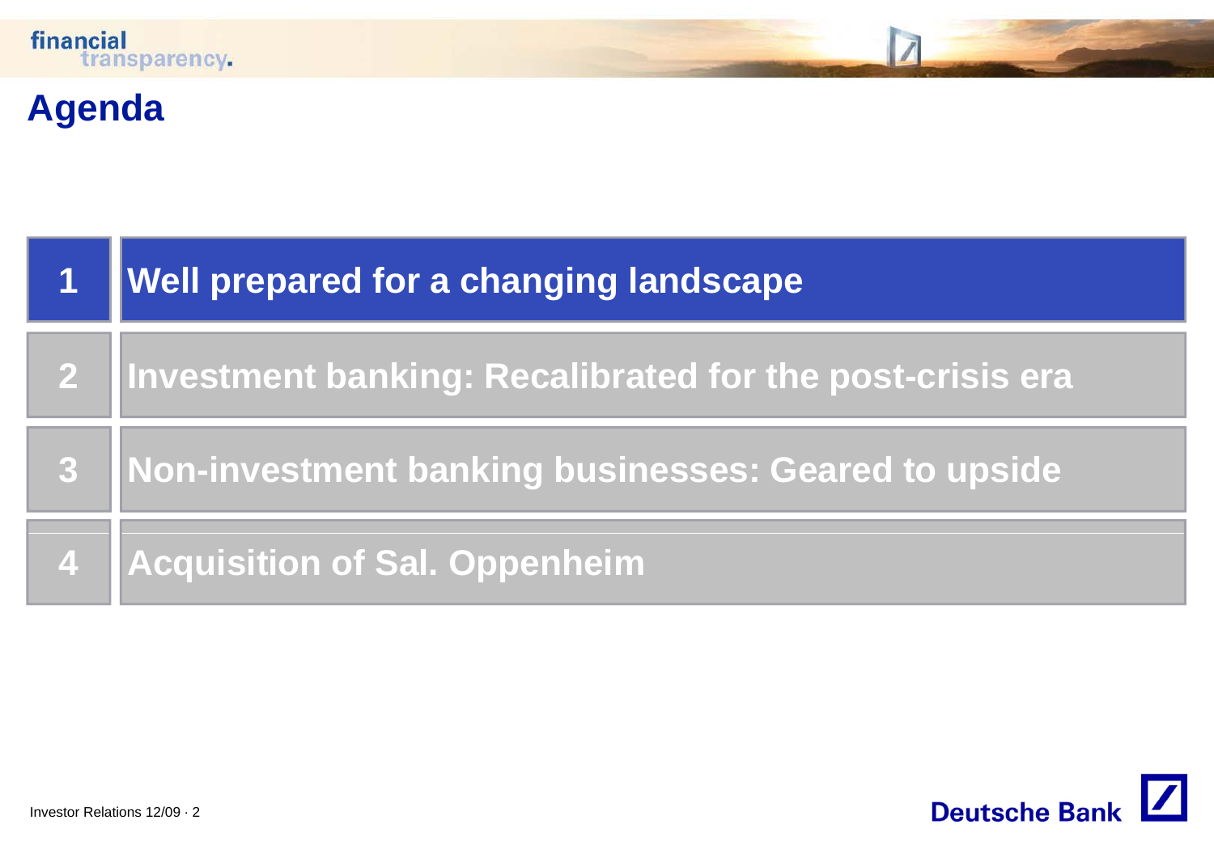# Agenda

1. **Well prepared for a changing landscape**
2. **Investment banking: Recalibrated for the post-crisis era**
3. **Non-investment banking businesses: Geared to upside**
4. **Acquisition of Sal. Oppenheim**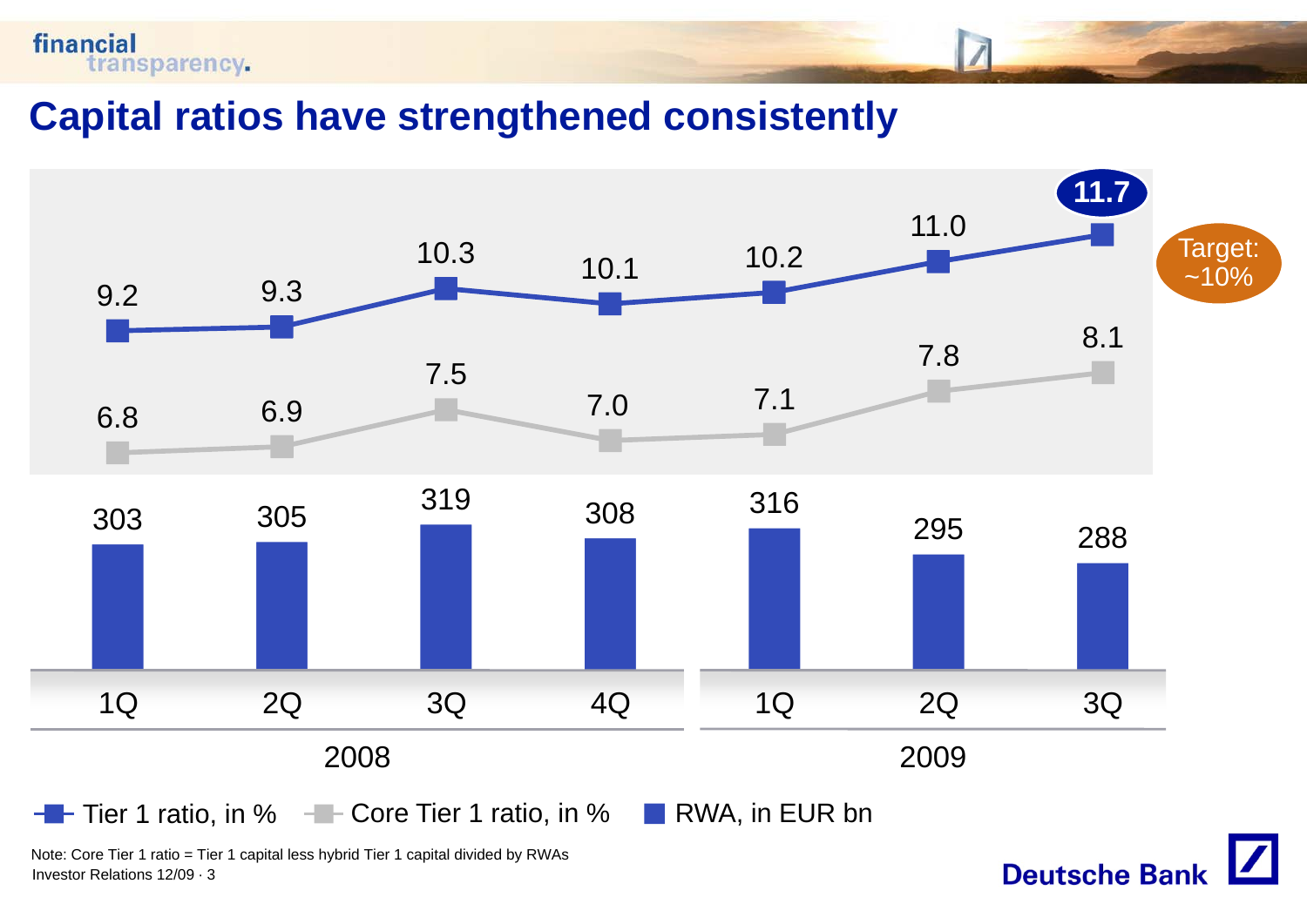# Capital ratios have strengthened consistently

| | 2008 | | | | 2009 | | |
|---|---|---|---|---|---|---|---|
| | 1Q | 2Q | 3Q | 4Q | 1Q | 2Q | 3Q |
| Tier 1 ratio, in % | 9.2 | 9.3 | 10.3 | 10.1 | 10.2 | 11.0 | 11.7 |
| Core Tier 1 ratio, in % | 6.8 | 6.9 | 7.5 | 7.0 | 7.1 | 7.8 | 8.1 |
| RWA, in EUR bn | 303 | 305 | 319 | 308 | 316 | 295 | 288 |

Target: ~10%

Note: Core Tier 1 ratio = Tier 1 capital less hybrid Tier 1 capital divided by RWAs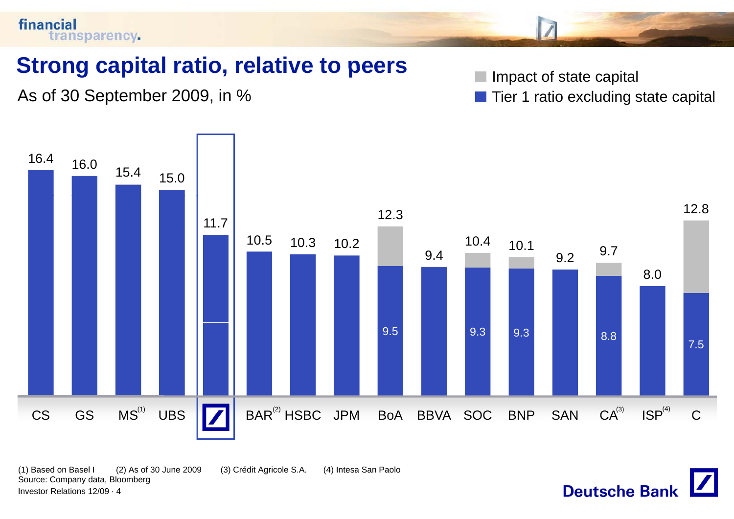# Strong capital ratio, relative to peers

As of 30 September 2009, in %

Impact of state capital
Tier 1 ratio excluding state capital

| Bank | Total | Tier 1 ratio excluding state capital |
|---|---|---|
| CS | 16.4 | |
| GS | 16.0 | |
| MS[1] | 15.4 | |
| UBS | 15.0 | |
| Deutsche Bank | 11.7 | |
| BAR[2] | 10.5 | |
| HSBC | 10.3 | |
| JPM | 10.2 | |
| BoA | 12.3 | 9.5 |
| BBVA | 9.4 | |
| SOC | 10.4 | 9.3 |
| BNP | 10.1 | 9.3 |
| SAN | 9.2 | |
| CA[3] | 9.7 | 8.8 |
| ISP[4] | 8.0 | |
| C | 12.8 | 7.5 |

(1) Based on Basel I (2) As of 30 June 2009 (3) Crédit Agricole S.A. (4) Intesa San Paolo

Source: Company data, Bloomberg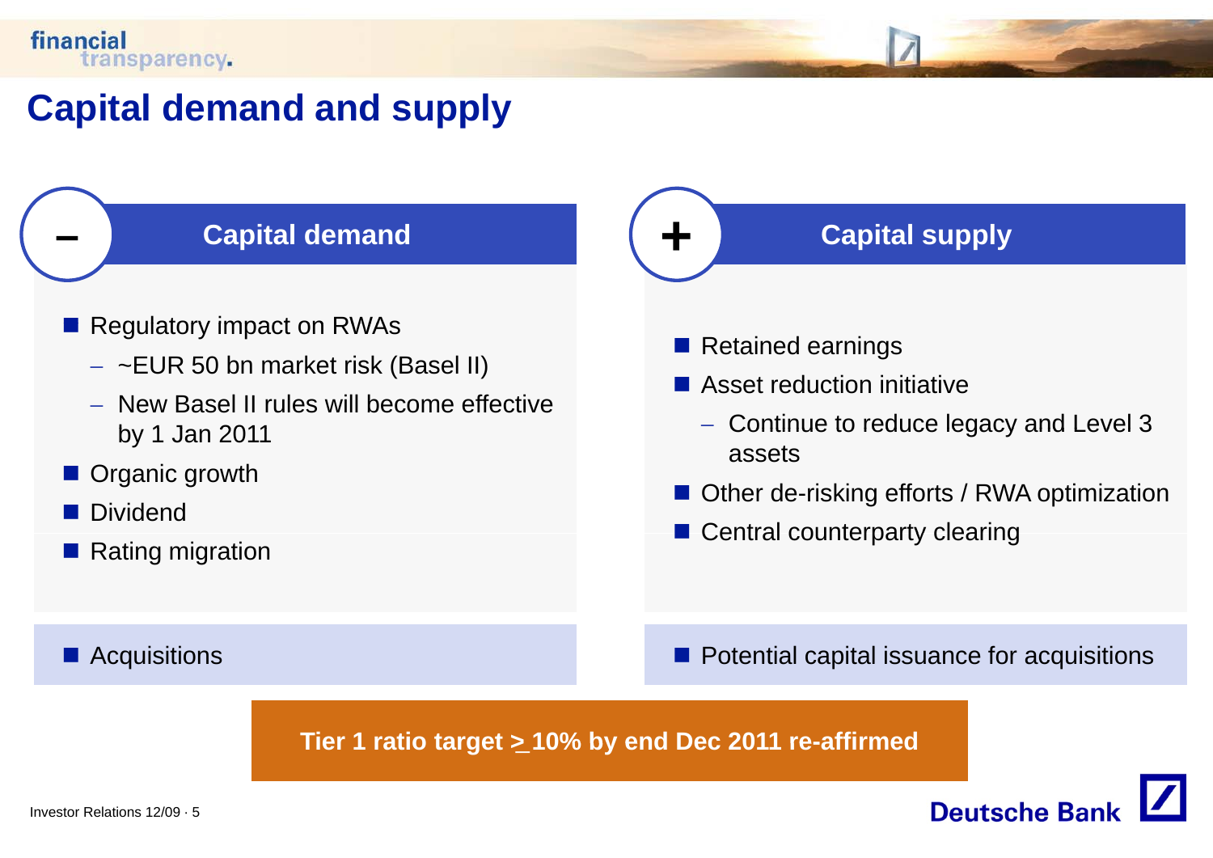# Capital demand and supply

## – Capital demand

- Regulatory impact on RWAs
  - ~EUR 50 bn market risk (Basel II)
  - New Basel II rules will become effective by 1 Jan 2011
- Organic growth
- Dividend
- Rating migration

- Acquisitions

## + Capital supply

- Retained earnings
- Asset reduction initiative
  - Continue to reduce legacy and Level 3 assets
- Other de-risking efforts / RWA optimization
- Central counterparty clearing

- Potential capital issuance for acquisitions

**Tier 1 ratio target ≥ 10% by end Dec 2011 re-affirmed**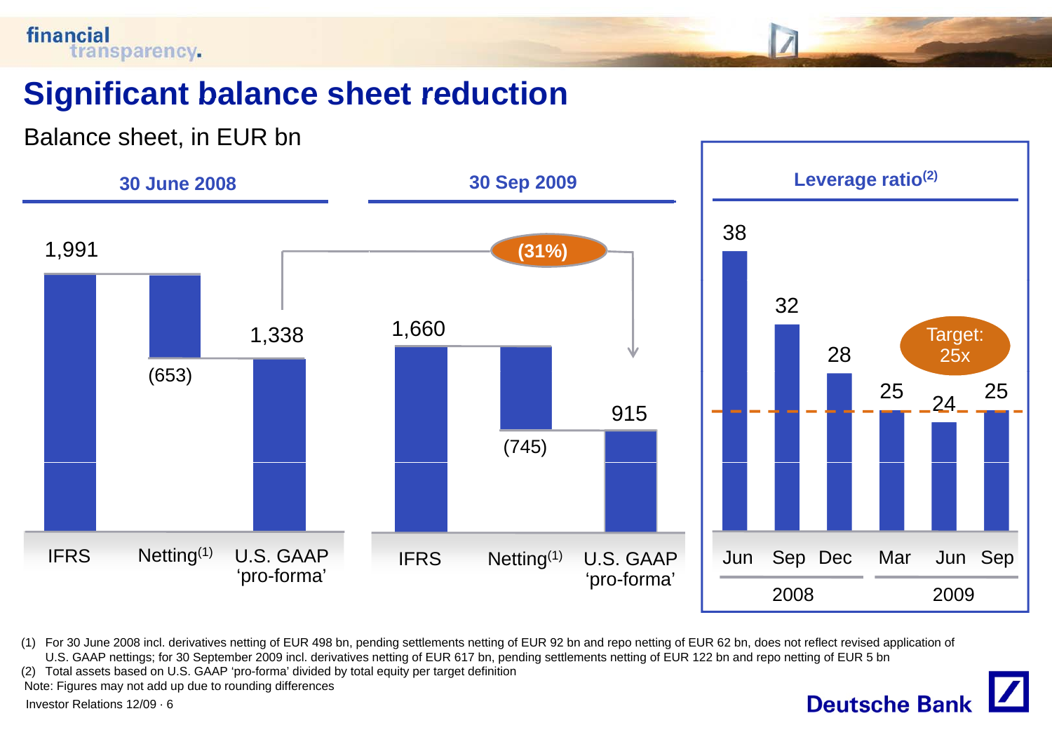# Significant balance sheet reduction

Balance sheet, in EUR bn

| | 30 June 2008 | 30 Sep 2009 |
|---|---|---|
| IFRS | 1,991 | 1,660 |
| Netting(1) | (653) | (745) |
| U.S. GAAP 'pro-forma' | 1,338 | 915 |

U.S. GAAP 'pro-forma' change: (31%)

**Leverage ratio(2)**

| | Jun 2008 | Sep 2008 | Dec 2008 | Mar 2009 | Jun 2009 | Sep 2009 |
|---|---|---|---|---|---|---|
| Leverage ratio | 38 | 32 | 28 | 25 | 24 | 25 |

Target: 25x

(1) For 30 June 2008 incl. derivatives netting of EUR 498 bn, pending settlements netting of EUR 92 bn and repo netting of EUR 62 bn, does not reflect revised application of U.S. GAAP nettings; for 30 September 2009 incl. derivatives netting of EUR 617 bn, pending settlements netting of EUR 122 bn and repo netting of EUR 5 bn

(2) Total assets based on U.S. GAAP 'pro-forma' divided by total equity per target definition

Note: Figures may not add up due to rounding differences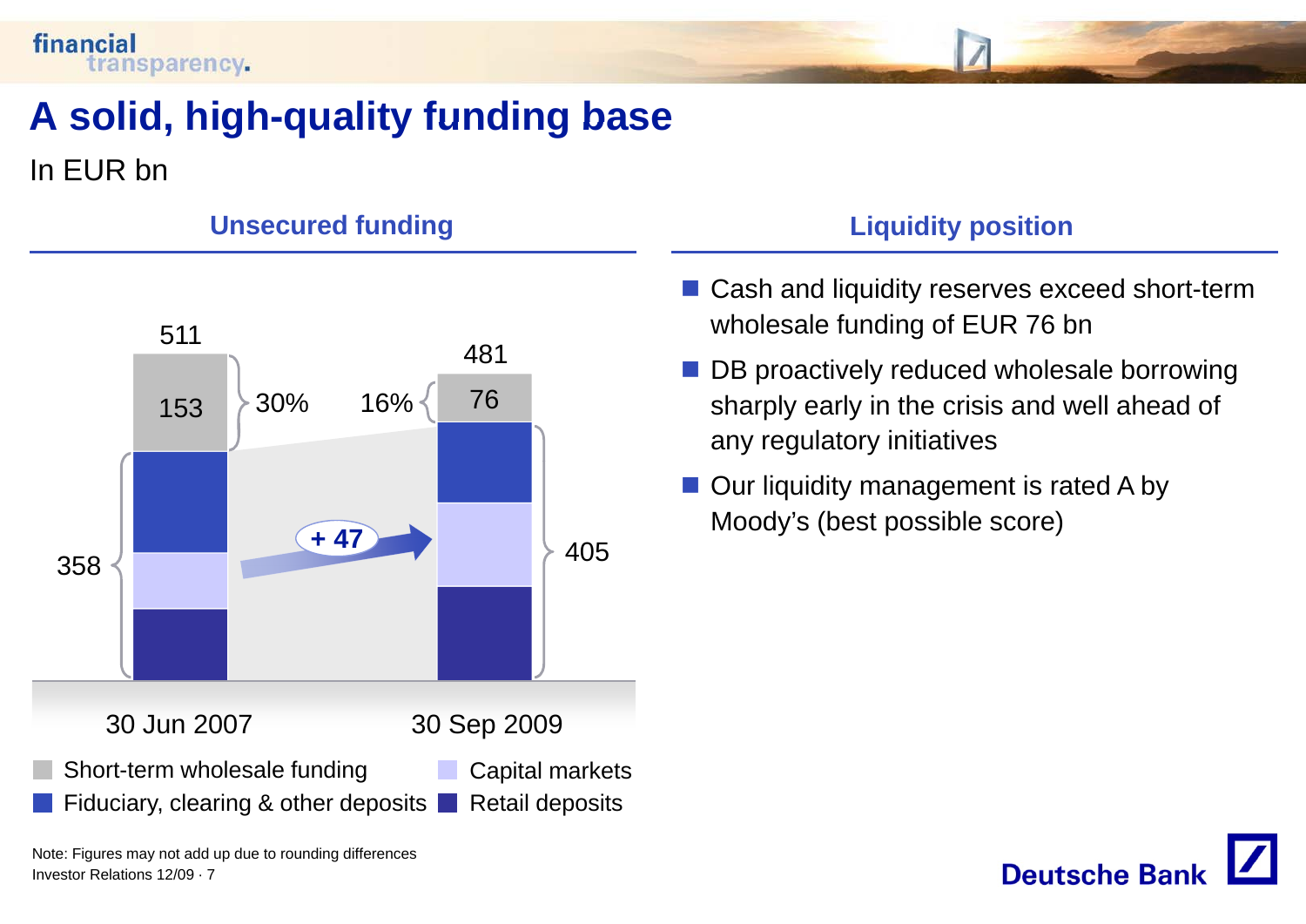# A solid, high-quality funding base

In EUR bn

## Unsecured funding

| | 30 Jun 2007 | 30 Sep 2009 |
|---|---|---|
| Total | 511 | 481 |
| Short-term wholesale funding | 153 (30%) | 76 (16%) |
| Fiduciary, clearing & other deposits, Capital markets, Retail deposits | 358 | 405 |

+ 47

Short-term wholesale funding · Capital markets · Fiduciary, clearing & other deposits · Retail deposits

## Liquidity position

- Cash and liquidity reserves exceed short-term wholesale funding of EUR 76 bn
- DB proactively reduced wholesale borrowing sharply early in the crisis and well ahead of any regulatory initiatives
- Our liquidity management is rated A by Moody's (best possible score)

Note: Figures may not add up due to rounding differences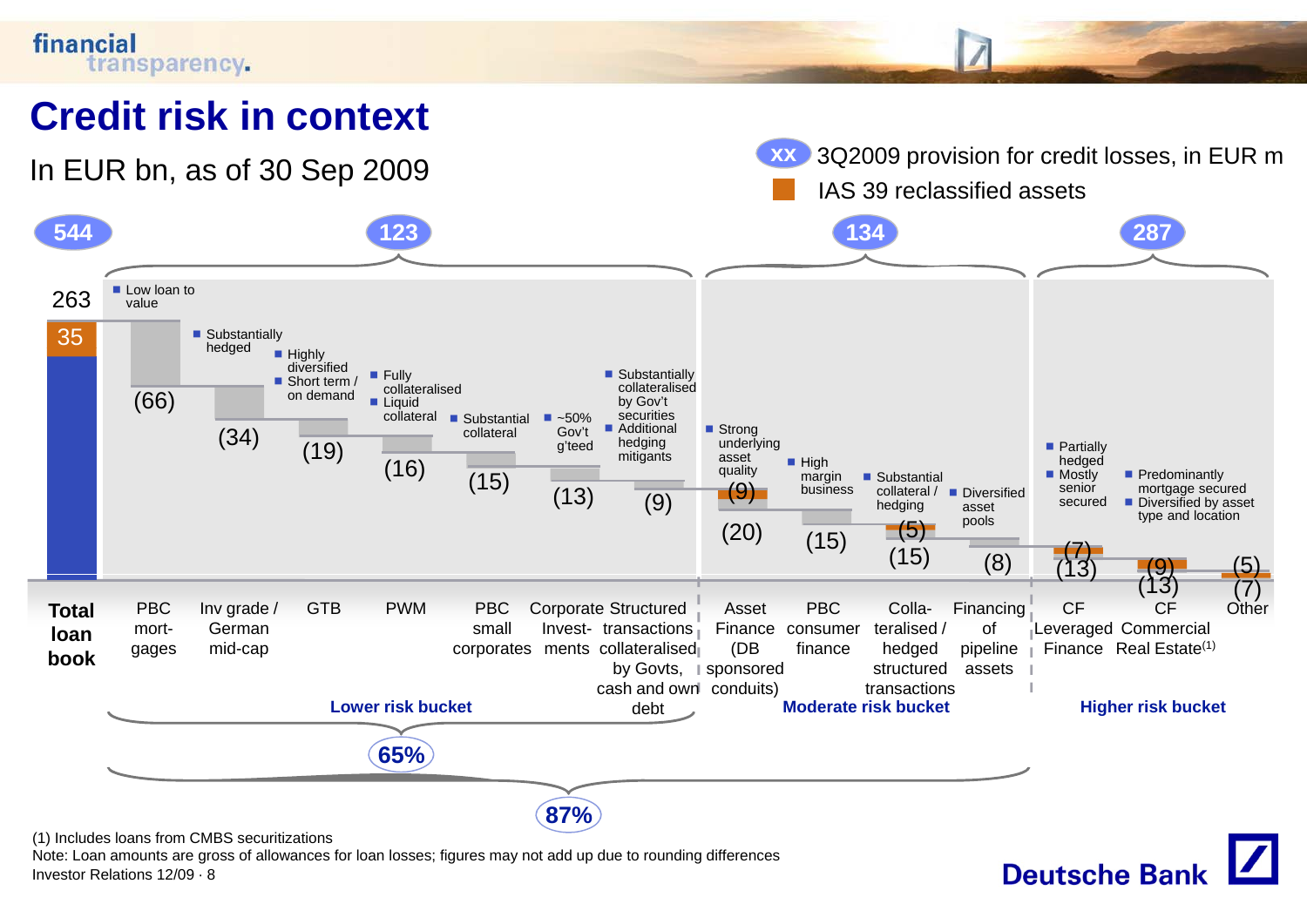# Credit risk in context

In EUR bn, as of 30 Sep 2009

XX 3Q2009 provision for credit losses, in EUR m

IAS 39 reclassified assets

| Bucket | Provision for credit losses (3Q2009, EUR m) |
|---|---|
| Total loan book | 544 |
| Lower risk bucket | 123 |
| Moderate risk bucket | 134 |
| Higher risk bucket | 287 |

| Category | Amount (EUR bn) | IAS 39 reclassified assets (EUR bn) | Characteristics | Risk bucket |
|---|---|---|---|---|
| Total loan book | 263 | 35 | | |
| PBC mortgages | (66) | | Low loan to value | Lower risk bucket |
| Inv grade / German mid-cap | (34) | | Substantially hedged | Lower risk bucket |
| GTB | (19) | | Highly diversified; Short term / on demand | Lower risk bucket |
| PWM | (16) | | Fully collateralised; Liquid collateral | Lower risk bucket |
| PBC small corporates | (15) | | Substantial collateral | Lower risk bucket |
| Corporate Investments | (13) | | ~50% Gov't g'teed | Lower risk bucket |
| Structured transactions collateralised by Govts, cash and own debt | (9) | | Substantially collateralised by Gov't securities; Additional hedging mitigants | Lower risk bucket |
| Asset Finance (DB sponsored conduits) | (20) | (9) | Strong underlying asset quality | Moderate risk bucket |
| PBC consumer finance | (15) | | High margin business | Moderate risk bucket |
| Collateralised / hedged structured transactions | (15) | (5) | Substantial collateral / hedging | Moderate risk bucket |
| Financing of pipeline assets | (8) | | Diversified asset pools | Moderate risk bucket |
| CF Leveraged Finance | (13) | (7) | Partially hedged; Mostly senior secured | Higher risk bucket |
| CF Commercial Real Estate[(1)] | (13) | (9) | Predominantly mortgage secured; Diversified by asset type and location | Higher risk bucket |
| Other | (7) | (5) | | Higher risk bucket |

Lower risk bucket: 65%

Lower and moderate risk buckets: 87%

(1) Includes loans from CMBS securitizations

Note: Loan amounts are gross of allowances for loan losses; figures may not add up due to rounding differences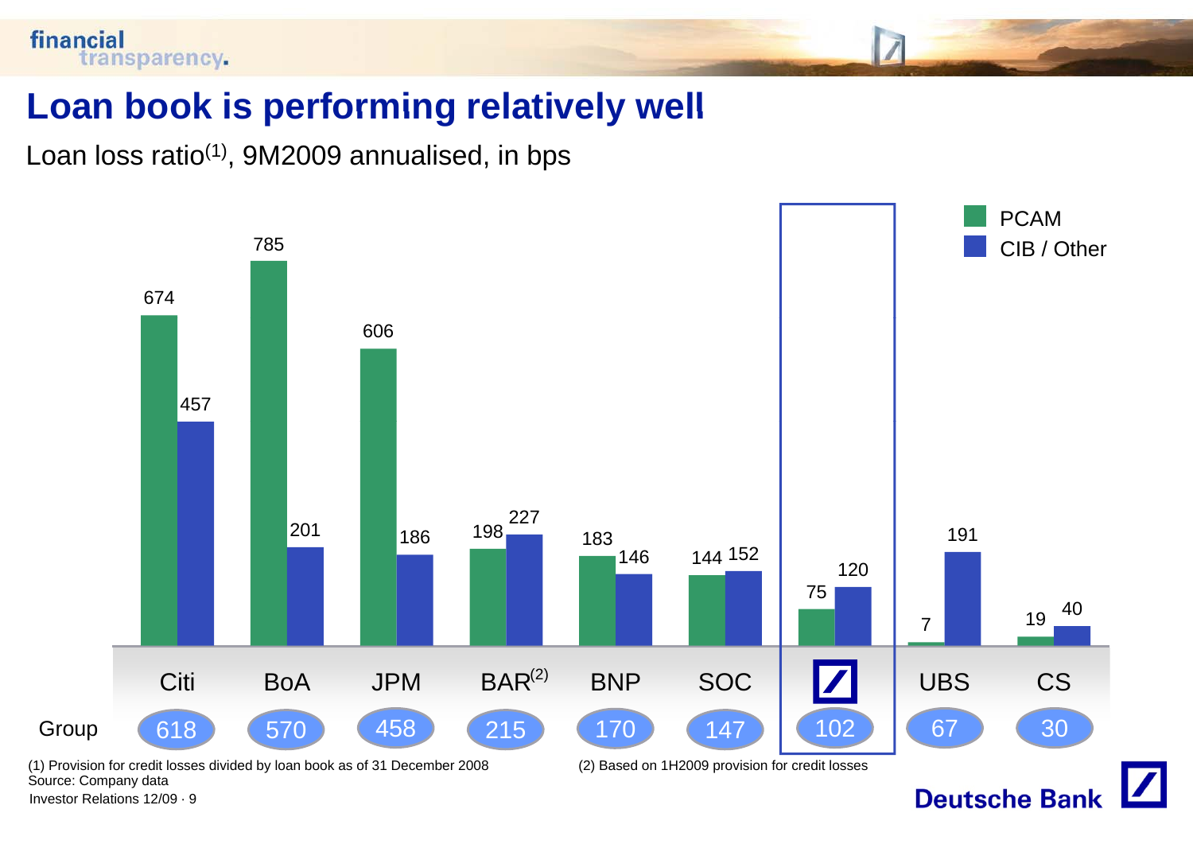# Loan book is performing relatively well

Loan loss ratio[1], 9M2009 annualised, in bps

| | Citi | BoA | JPM | BAR[2] | BNP | SOC | Deutsche Bank | UBS | CS |
|---|---|---|---|---|---|---|---|---|---|
| PCAM | 674 | 785 | 606 | 198 | 183 | 144 | 75 | 7 | 19 |
| CIB / Other | 457 | 201 | 186 | 227 | 146 | 152 | 120 | 191 | 40 |
| Group | 618 | 570 | 458 | 215 | 170 | 147 | 102 | 67 | 30 |

(1) Provision for credit losses divided by loan book as of 31 December 2008

(2) Based on 1H2009 provision for credit losses

Source: Company data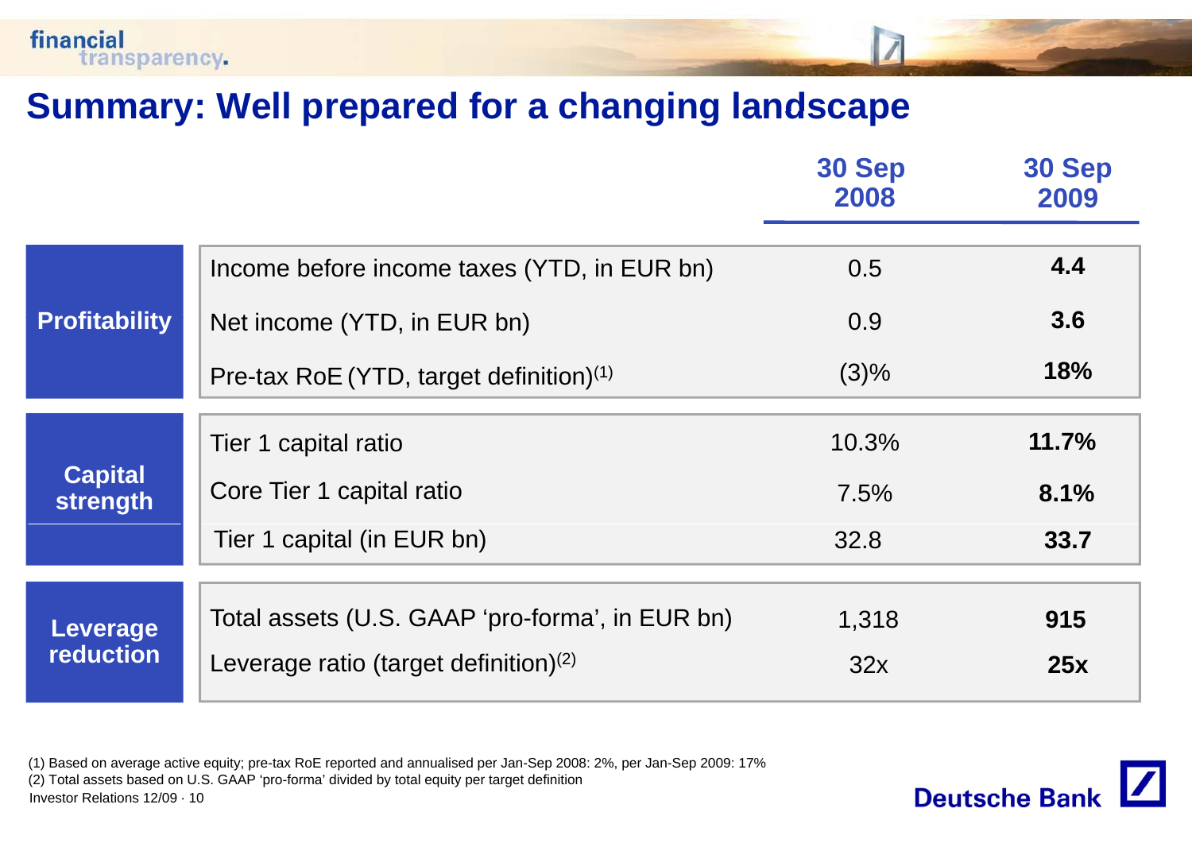# Summary: Well prepared for a changing landscape

| | | 30 Sep 2008 | 30 Sep 2009 |
|---|---|---|---|
| **Profitability** | Income before income taxes (YTD, in EUR bn) | 0.5 | **4.4** |
| | Net income (YTD, in EUR bn) | 0.9 | **3.6** |
| | Pre-tax RoE (YTD, target definition)[1] | (3)% | **18%** |
| **Capital strength** | Tier 1 capital ratio | 10.3% | **11.7%** |
| | Core Tier 1 capital ratio | 7.5% | **8.1%** |
| | Tier 1 capital (in EUR bn) | 32.8 | **33.7** |
| **Leverage reduction** | Total assets (U.S. GAAP 'pro-forma', in EUR bn) | 1,318 | **915** |
| | Leverage ratio (target definition)[2] | 32x | **25x** |

(1) Based on average active equity; pre-tax RoE reported and annualised per Jan-Sep 2008: 2%, per Jan-Sep 2009: 17%

(2) Total assets based on U.S. GAAP 'pro-forma' divided by total equity per target definition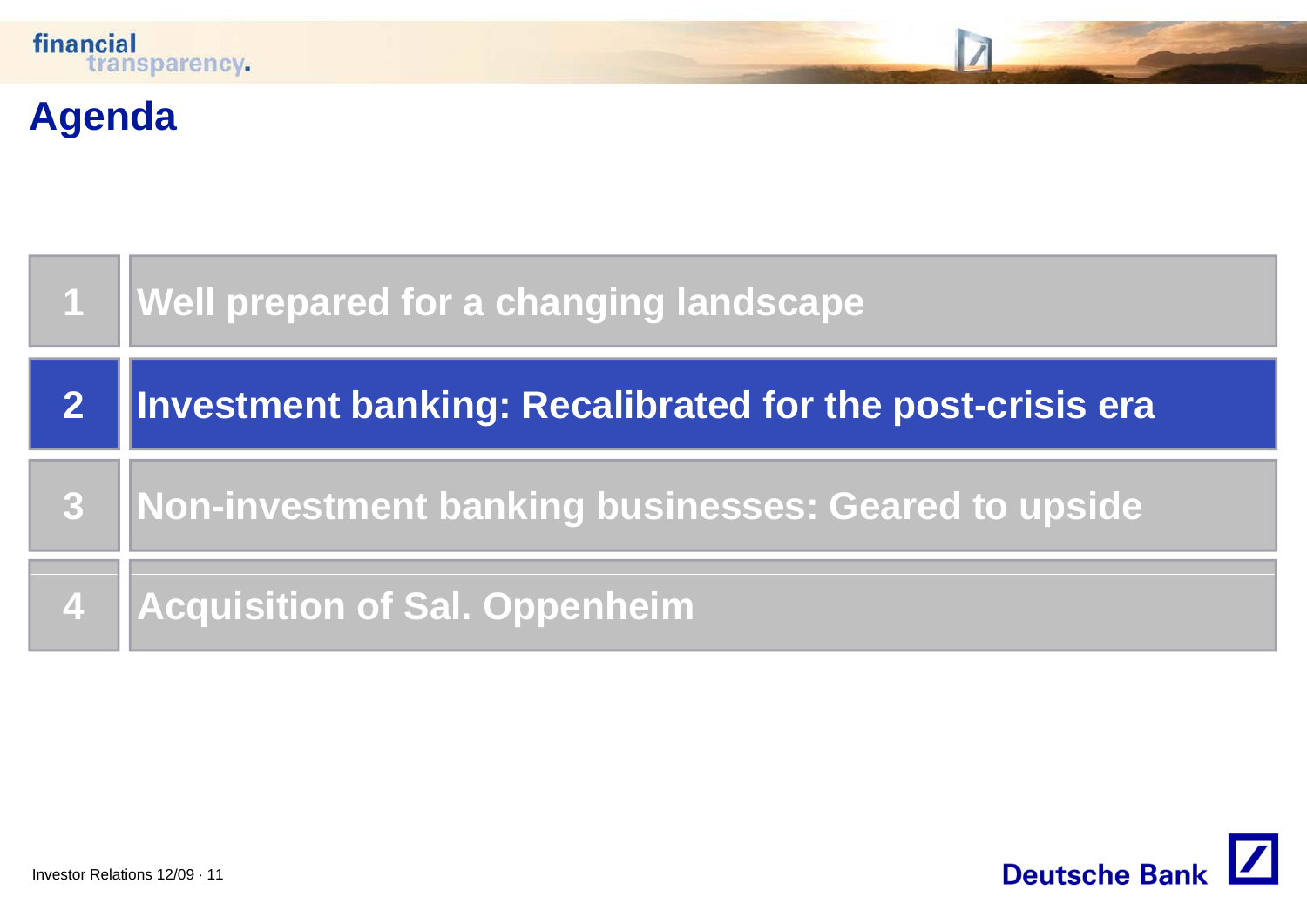# Agenda

| | |
|---|---|
| 1 | Well prepared for a changing landscape |
| 2 | **Investment banking: Recalibrated for the post-crisis era** |
| 3 | Non-investment banking businesses: Geared to upside |
| 4 | Acquisition of Sal. Oppenheim |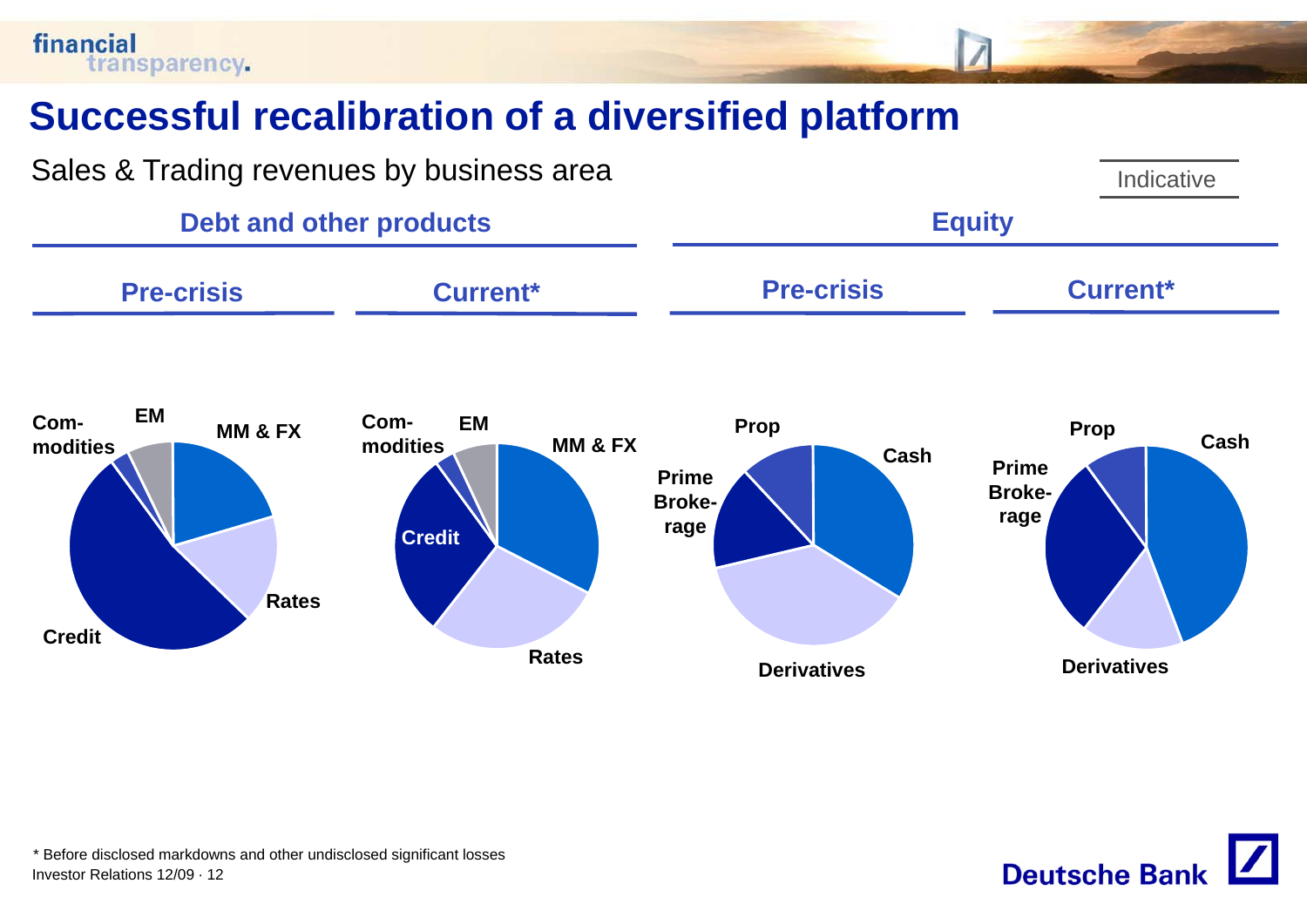# Successful recalibration of a diversified platform

Sales & Trading revenues by business area

Indicative

## Debt and other products

**Pre-crisis**

Com-modities, EM, MM & FX, Rates, Credit

**Current***

Com-modities, EM, MM & FX, Credit, Rates

## Equity

**Pre-crisis**

Prop, Cash, Prime Broke-rage, Derivatives

**Current***

Prop, Cash, Prime Broke-rage, Derivatives

\* Before disclosed markdowns and other undisclosed significant losses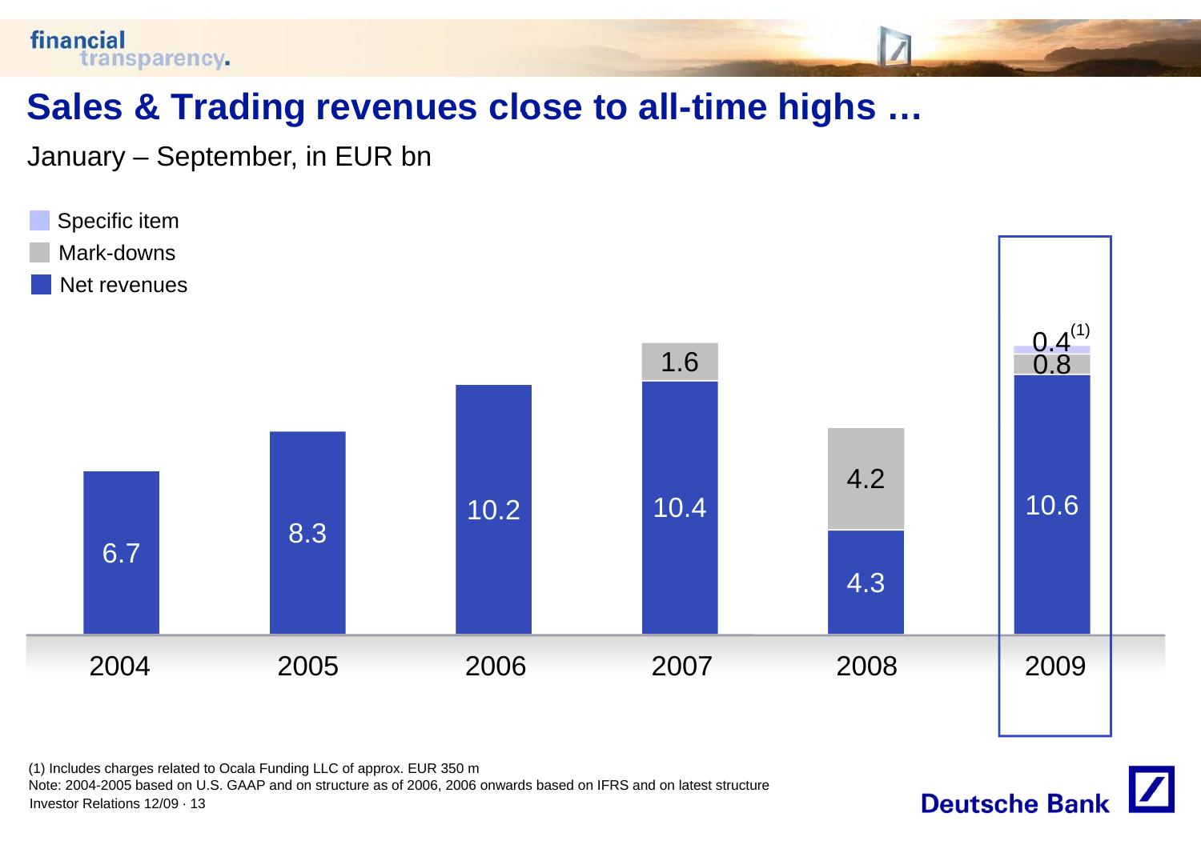# Sales & Trading revenues close to all-time highs …

January – September, in EUR bn

| | 2004 | 2005 | 2006 | 2007 | 2008 | 2009 |
|---|---|---|---|---|---|---|
| Net revenues | 6.7 | 8.3 | 10.2 | 10.4 | 4.3 | 10.6 |
| Mark-downs | | | | 1.6 | 4.2 | 0.8 |
| Specific item | | | | | | 0.4[1] |

(1) Includes charges related to Ocala Funding LLC of approx. EUR 350 m

Note: 2004-2005 based on U.S. GAAP and on structure as of 2006, 2006 onwards based on IFRS and on latest structure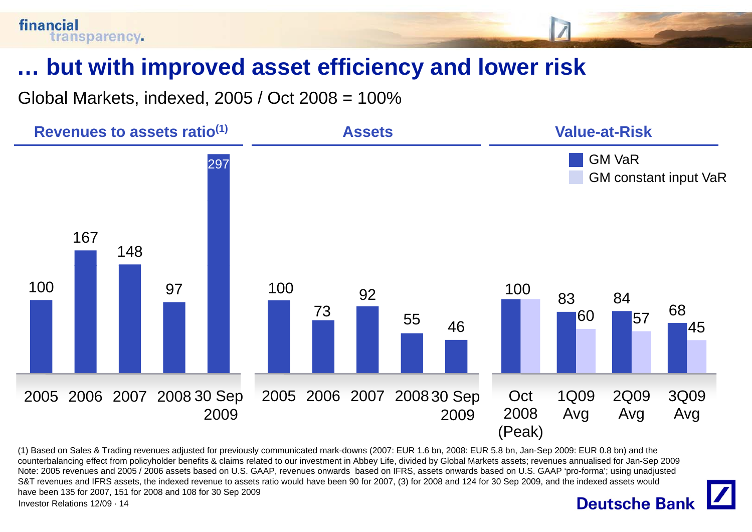# … but with improved asset efficiency and lower risk

Global Markets, indexed, 2005 / Oct 2008 = 100%

## Revenues to assets ratio(1)

| 2005 | 2006 | 2007 | 2008 | 30 Sep 2009 |
|---|---|---|---|---|
| 100 | 167 | 148 | 97 | 297 |

## Assets

| 2005 | 2006 | 2007 | 2008 | 30 Sep 2009 |
|---|---|---|---|---|
| 100 | 73 | 92 | 55 | 46 |

## Value-at-Risk

| | Oct 2008 (Peak) | 1Q09 Avg | 2Q09 Avg | 3Q09 Avg |
|---|---|---|---|---|
| GM VaR | 100 | 83 | 84 | 68 |
| GM constant input VaR | | 60 | 57 | 45 |

(1) Based on Sales & Trading revenues adjusted for previously communicated mark-downs (2007: EUR 1.6 bn, 2008: EUR 5.8 bn, Jan-Sep 2009: EUR 0.8 bn) and the counterbalancing effect from policyholder benefits & claims related to our investment in Abbey Life, divided by Global Markets assets; revenues annualised for Jan-Sep 2009
Note: 2005 revenues and 2005 / 2006 assets based on U.S. GAAP, revenues onwards based on IFRS, assets onwards based on U.S. GAAP 'pro-forma'; using unadjusted S&T revenues and IFRS assets, the indexed revenue to assets ratio would have been 90 for 2007, (3) for 2008 and 124 for 30 Sep 2009, and the indexed assets would have been 135 for 2007, 151 for 2008 and 108 for 30 Sep 2009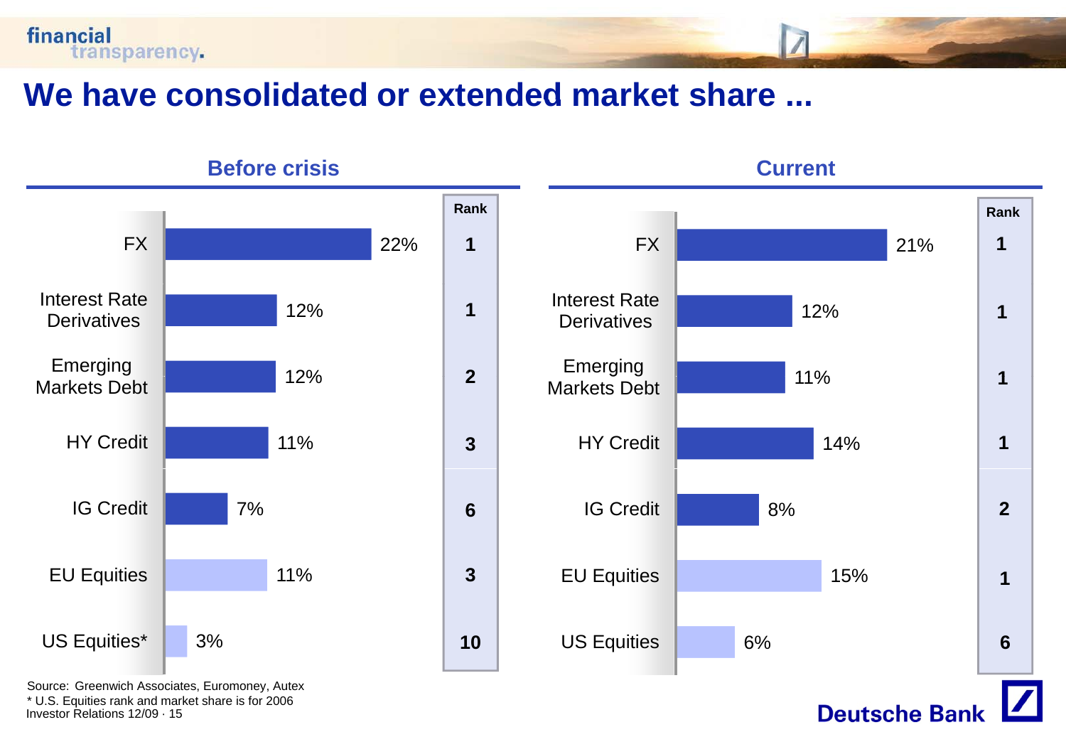# We have consolidated or extended market share ...

| | Before crisis | | Current | |
|---|---|---|---|---|
| | Market share | Rank | Market share | Rank |
| FX | 22% | 1 | 21% | 1 |
| Interest Rate Derivatives | 12% | 1 | 12% | 1 |
| Emerging Markets Debt | 12% | 2 | 11% | 1 |
| HY Credit | 11% | 3 | 14% | 1 |
| IG Credit | 7% | 6 | 8% | 2 |
| EU Equities | 11% | 3 | 15% | 1 |
| US Equities* | 3% | 10 | 6% | 6 |

Source: Greenwich Associates, Euromoney, Autex

* U.S. Equities rank and market share is for 2006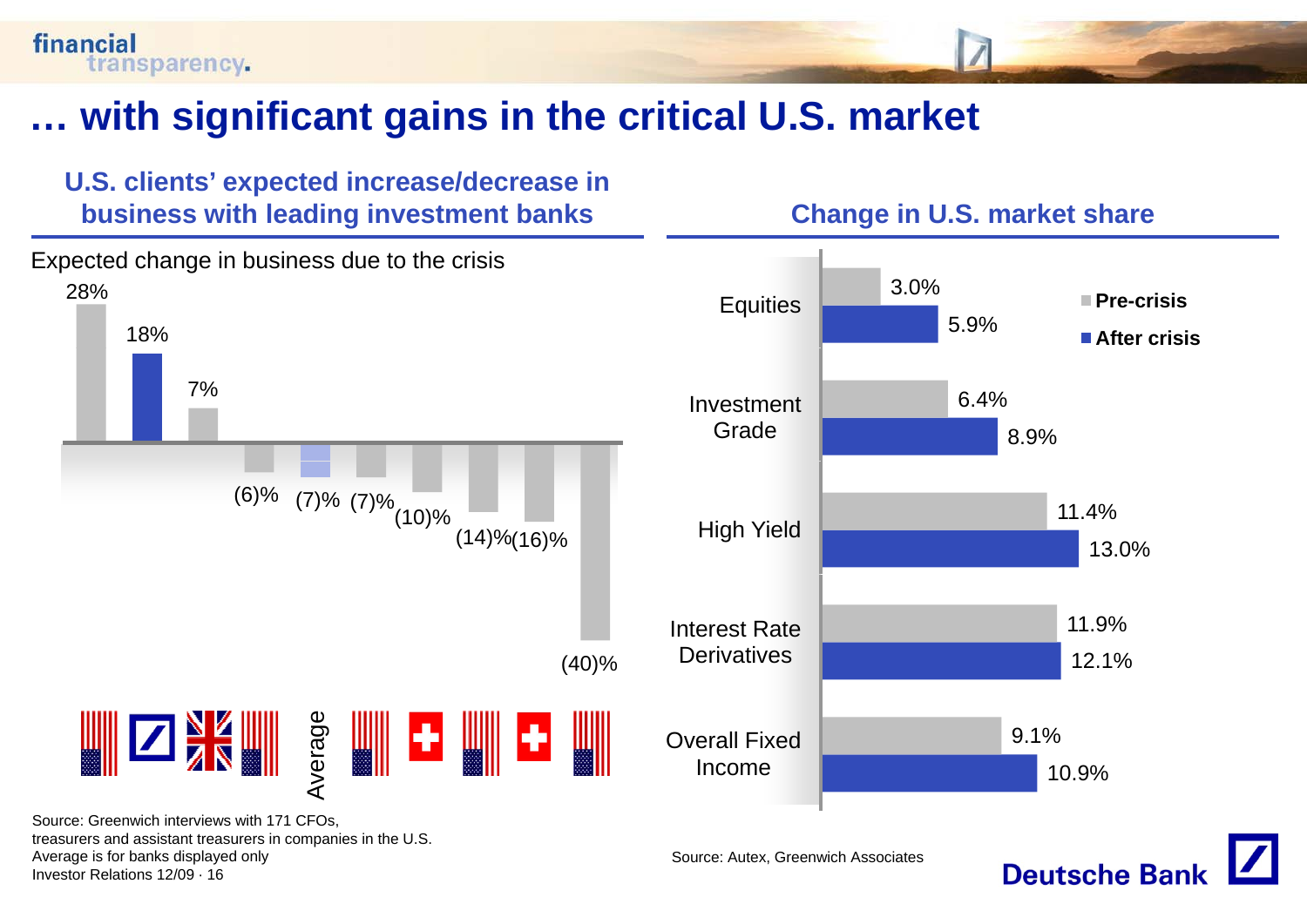# … with significant gains in the critical U.S. market

## U.S. clients' expected increase/decrease in business with leading investment banks

Expected change in business due to the crisis

| Bank | Expected change |
|---|---|
| U.S. bank | 28% |
| Deutsche Bank | 18% |
| UK bank | 7% |
| U.S. bank | (6)% |
| Average | (7)% |
| U.S. bank | (7)% |
| Swiss bank | (10)% |
| U.S. bank | (14)% |
| Swiss bank | (16)% |
| U.S. bank | (40)% |

Source: Greenwich interviews with 171 CFOs, treasurers and assistant treasurers in companies in the U.S.
Average is for banks displayed only

## Change in U.S. market share

| | Pre-crisis | After crisis |
|---|---|---|
| Equities | 3.0% | 5.9% |
| Investment Grade | 6.4% | 8.9% |
| High Yield | 11.4% | 13.0% |
| Interest Rate Derivatives | 11.9% | 12.1% |
| Overall Fixed Income | 9.1% | 10.9% |

Source: Autex, Greenwich Associates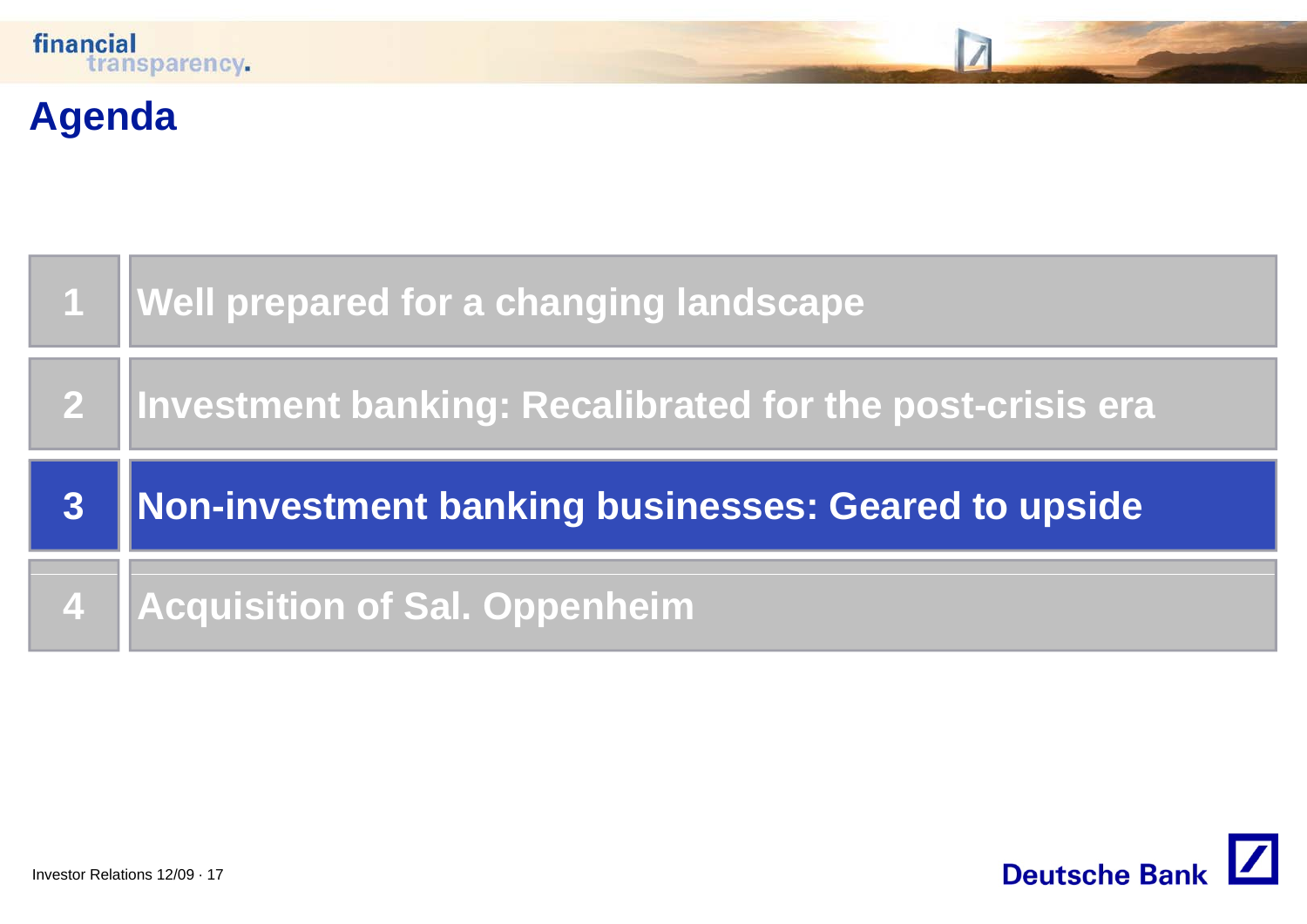# Agenda

| | |
|---|---|
| 1 | Well prepared for a changing landscape |
| 2 | Investment banking: Recalibrated for the post-crisis era |
| **3** | **Non-investment banking businesses: Geared to upside** |
| 4 | Acquisition of Sal. Oppenheim |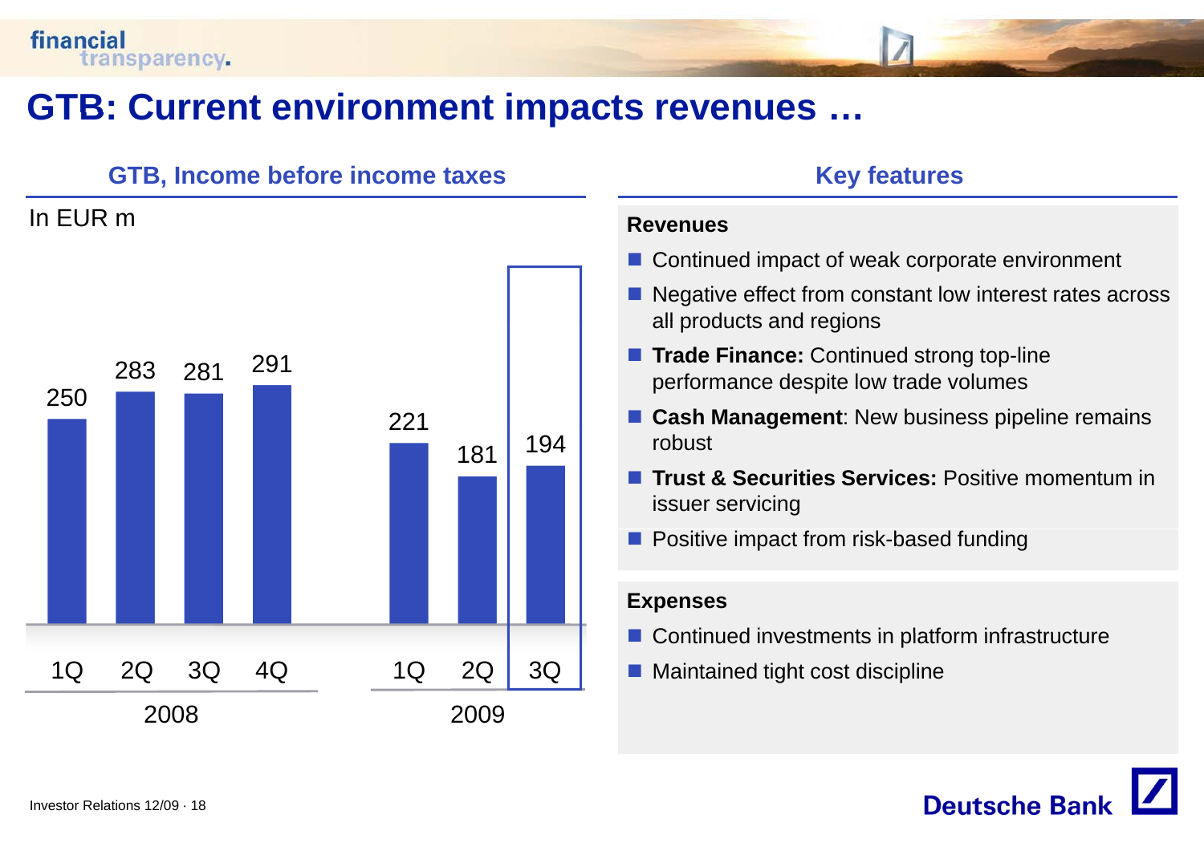# GTB: Current environment impacts revenues …

## GTB, Income before income taxes

In EUR m

| | 1Q | 2Q | 3Q | 4Q |
|---|---|---|---|---|
| 2008 | 250 | 283 | 281 | 291 |
| 2009 | 221 | 181 | 194 | |

## Key features

**Revenues**

- Continued impact of weak corporate environment
- Negative effect from constant low interest rates across all products and regions
- **Trade Finance:** Continued strong top-line performance despite low trade volumes
- **Cash Management**: New business pipeline remains robust
- **Trust & Securities Services:** Positive momentum in issuer servicing
- Positive impact from risk-based funding

**Expenses**

- Continued investments in platform infrastructure
- Maintained tight cost discipline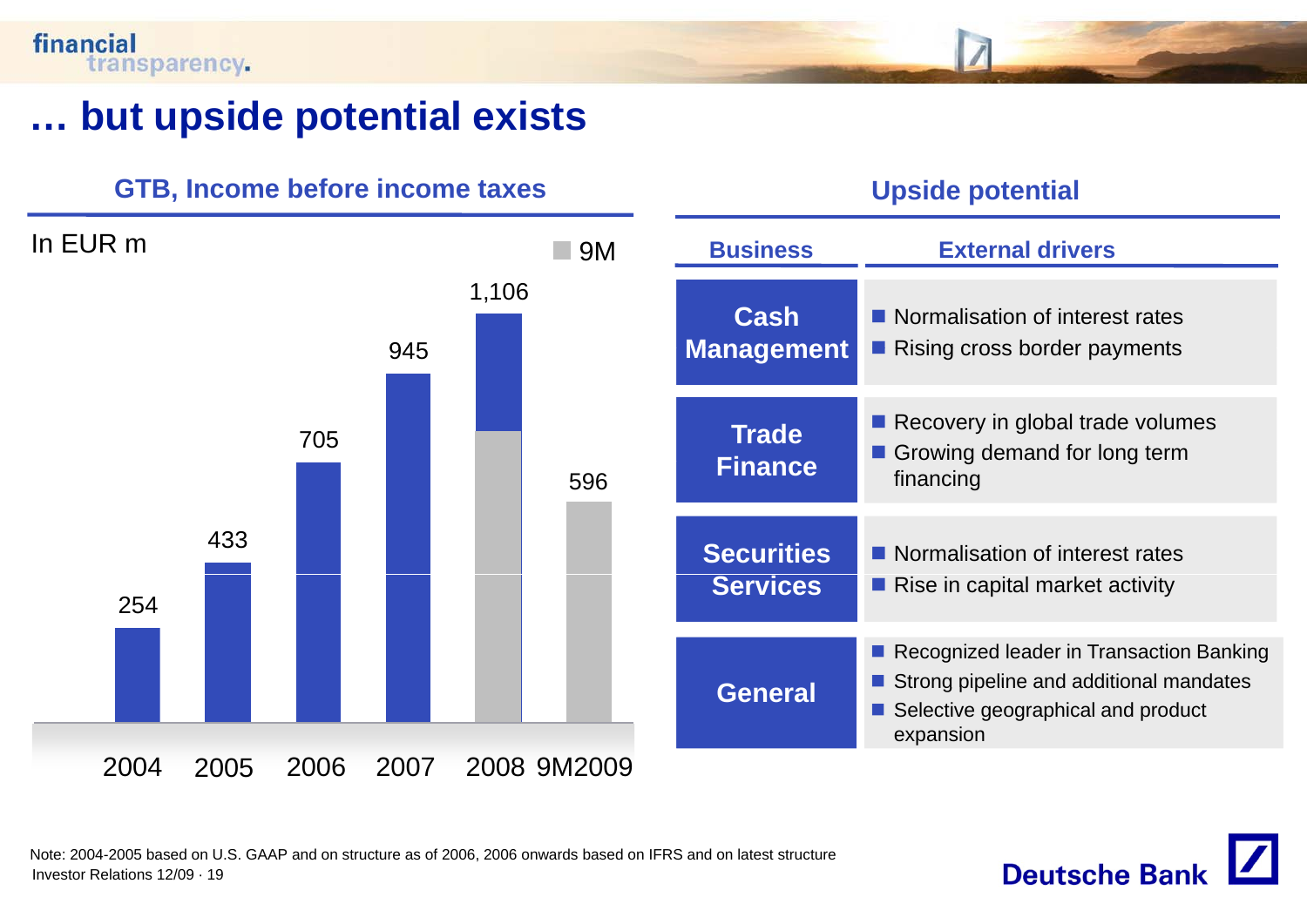# … but upside potential exists

## GTB, Income before income taxes

In EUR m

| 2004 | 2005 | 2006 | 2007 | 2008 | 9M2009 |
|---|---|---|---|---|---|
| 254 | 433 | 705 | 945 | 1,106 | 596 |

■ 9M

## Upside potential

| Business | External drivers |
|---|---|
| Cash Management | ■ Normalisation of interest rates<br>■ Rising cross border payments |
| Trade Finance | ■ Recovery in global trade volumes<br>■ Growing demand for long term financing |
| Securities Services | ■ Normalisation of interest rates<br>■ Rise in capital market activity |
| General | ■ Recognized leader in Transaction Banking<br>■ Strong pipeline and additional mandates<br>■ Selective geographical and product expansion |

Note: 2004-2005 based on U.S. GAAP and on structure as of 2006, 2006 onwards based on IFRS and on latest structure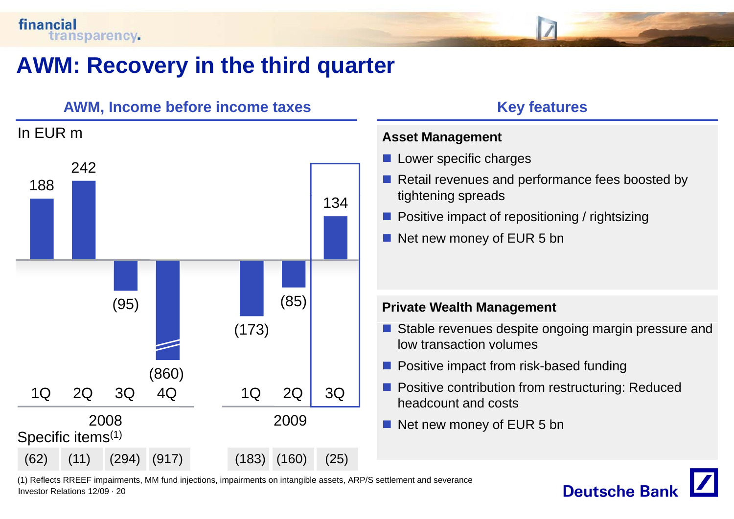# AWM: Recovery in the third quarter

## AWM, Income before income taxes

In EUR m

| | 2008 1Q | 2008 2Q | 2008 3Q | 2008 4Q | 2009 1Q | 2009 2Q | 2009 3Q |
|---|---|---|---|---|---|---|---|
| Income before income taxes | 188 | 242 | (95) | (860) | (173) | (85) | 134 |
| Specific items[1] | (62) | (11) | (294) | (917) | (183) | (160) | (25) |

## Key features

**Asset Management**

- Lower specific charges
- Retail revenues and performance fees boosted by tightening spreads
- Positive impact of repositioning / rightsizing
- Net new money of EUR 5 bn

**Private Wealth Management**

- Stable revenues despite ongoing margin pressure and low transaction volumes
- Positive impact from risk-based funding
- Positive contribution from restructuring: Reduced headcount and costs
- Net new money of EUR 5 bn

(1) Reflects RREEF impairments, MM fund injections, impairments on intangible assets, ARP/S settlement and severance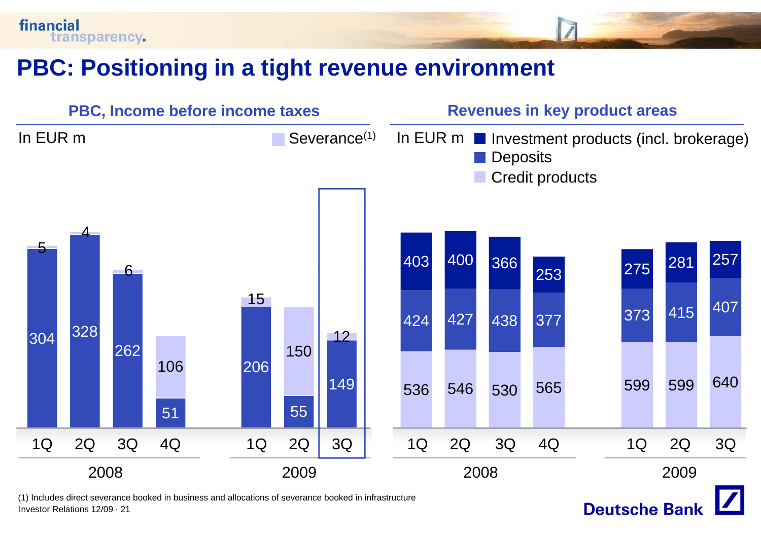# PBC: Positioning in a tight revenue environment

## PBC, Income before income taxes

In EUR m

| | 1Q 2008 | 2Q 2008 | 3Q 2008 | 4Q 2008 | 1Q 2009 | 2Q 2009 | 3Q 2009 |
|---|---|---|---|---|---|---|---|
| Income before income taxes | 304 | 328 | 262 | 51 | 206 | 55 | 149 |
| Severance[1] | 5 | 4 | 6 | 106 | 15 | 150 | 12 |

## Revenues in key product areas

In EUR m

| | 1Q 2008 | 2Q 2008 | 3Q 2008 | 4Q 2008 | 1Q 2009 | 2Q 2009 | 3Q 2009 |
|---|---|---|---|---|---|---|---|
| Investment products (incl. brokerage) | 403 | 400 | 366 | 253 | 275 | 281 | 257 |
| Deposits | 424 | 427 | 438 | 377 | 373 | 415 | 407 |
| Credit products | 536 | 546 | 530 | 565 | 599 | 599 | 640 |

(1) Includes direct severance booked in business and allocations of severance booked in infrastructure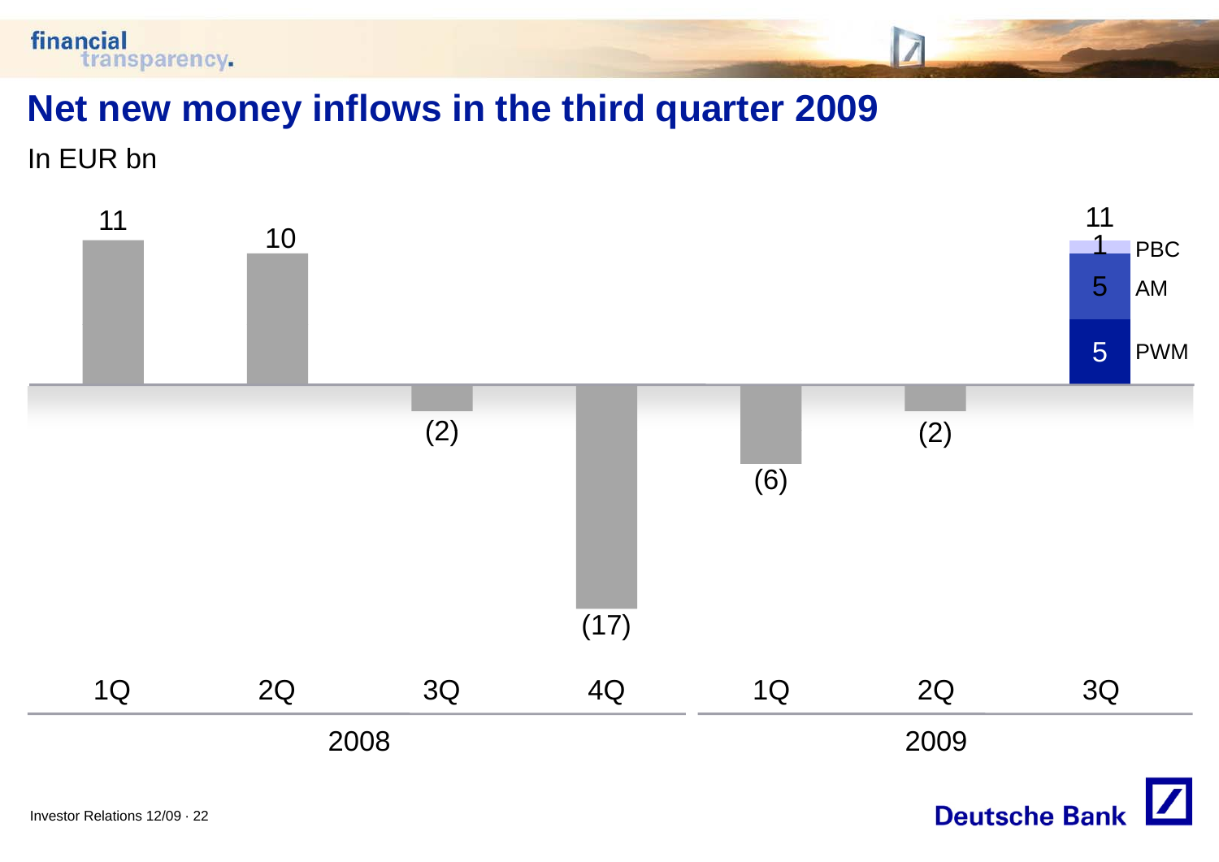# Net new money inflows in the third quarter 2009

In EUR bn

| | 1Q 2008 | 2Q 2008 | 3Q 2008 | 4Q 2008 | 1Q 2009 | 2Q 2009 | 3Q 2009 |
|---|---|---|---|---|---|---|---|
| Net new money | 11 | 10 | (2) | (17) | (6) | (2) | 11 |
| PBC | | | | | | | 1 |
| AM | | | | | | | 5 |
| PWM | | | | | | | 5 |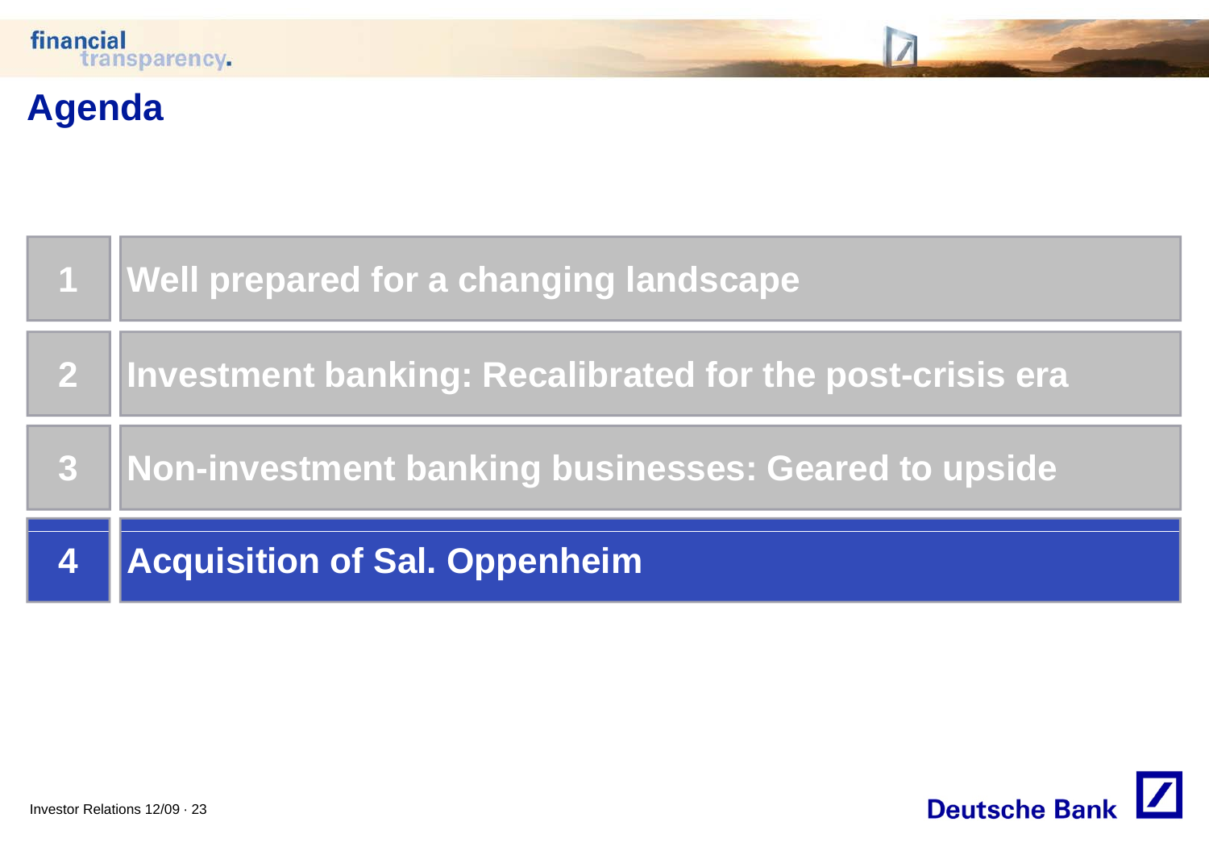# Agenda

| | |
|---|---|
| 1 | Well prepared for a changing landscape |
| 2 | Investment banking: Recalibrated for the post-crisis era |
| 3 | Non-investment banking businesses: Geared to upside |
| 4 | **Acquisition of Sal. Oppenheim** |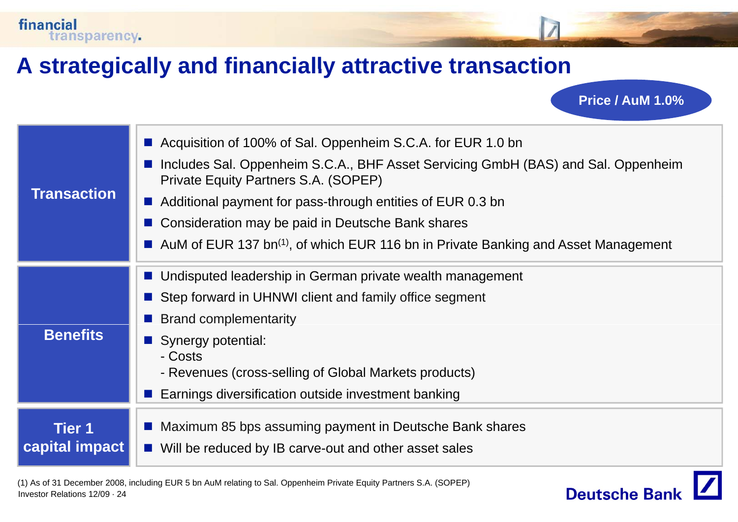# A strategically and financially attractive transaction

**Price / AuM 1.0%**

| | |
|---|---|
| **Transaction** | ■ Acquisition of 100% of Sal. Oppenheim S.C.A. for EUR 1.0 bn<br>■ Includes Sal. Oppenheim S.C.A., BHF Asset Servicing GmbH (BAS) and Sal. Oppenheim Private Equity Partners S.A. (SOPEP)<br>■ Additional payment for pass-through entities of EUR 0.3 bn<br>■ Consideration may be paid in Deutsche Bank shares<br>■ AuM of EUR 137 bn[1], of which EUR 116 bn in Private Banking and Asset Management |
| **Benefits** | ■ Undisputed leadership in German private wealth management<br>■ Step forward in UHNWI client and family office segment<br>■ Brand complementarity<br>■ Synergy potential:<br>- Costs<br>- Revenues (cross-selling of Global Markets products)<br>■ Earnings diversification outside investment banking |
| **Tier 1 capital impact** | ■ Maximum 85 bps assuming payment in Deutsche Bank shares<br>■ Will be reduced by IB carve-out and other asset sales |

(1) As of 31 December 2008, including EUR 5 bn AuM relating to Sal. Oppenheim Private Equity Partners S.A. (SOPEP)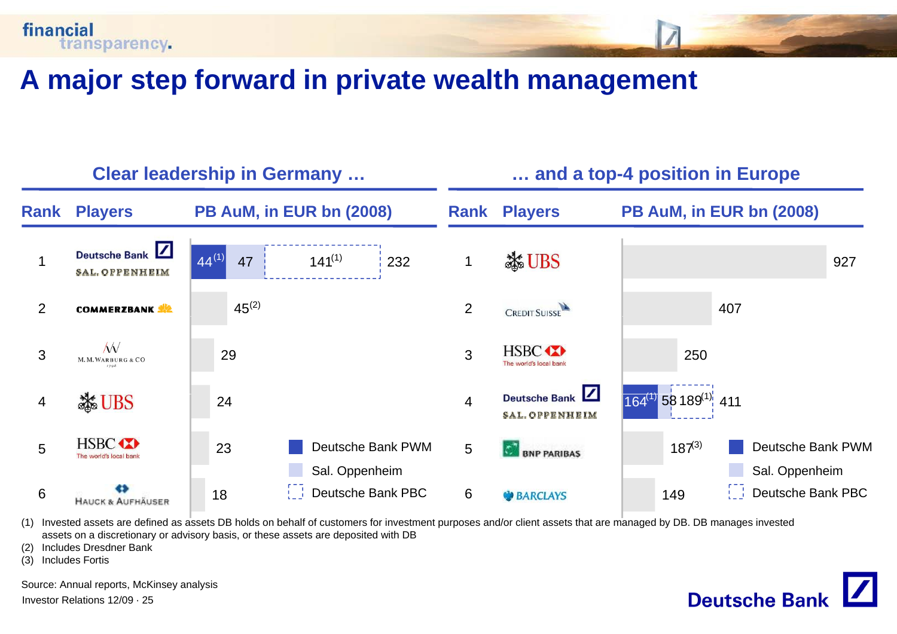# A major step forward in private wealth management

## Clear leadership in Germany …

| Rank | Players | PB AuM, in EUR bn (2008) |
|---|---|---|
| 1 | Deutsche Bank / Sal. Oppenheim | 44[1] / 47 / 141[1] — 232 |
| 2 | Commerzbank | 45[2] |
| 3 | M.M.Warburg & CO | 29 |
| 4 | UBS | 24 |
| 5 | HSBC | 23 |
| 6 | Hauck & Aufhäuser | 18 |

## … and a top-4 position in Europe

| Rank | Players | PB AuM, in EUR bn (2008) |
|---|---|---|
| 1 | UBS | 927 |
| 2 | Credit Suisse | 407 |
| 3 | HSBC | 250 |
| 4 | Deutsche Bank / Sal. Oppenheim | 164[1] / 58 / 189[1] — 411 |
| 5 | BNP Paribas | 187[3] |
| 6 | Barclays | 149 |

Legend: Deutsche Bank PWM; Sal. Oppenheim; Deutsche Bank PBC

(1) Invested assets are defined as assets DB holds on behalf of customers for investment purposes and/or client assets that are managed by DB. DB manages invested assets on a discretionary or advisory basis, or these assets are deposited with DB

(2) Includes Dresdner Bank

(3) Includes Fortis

Source: Annual reports, McKinsey analysis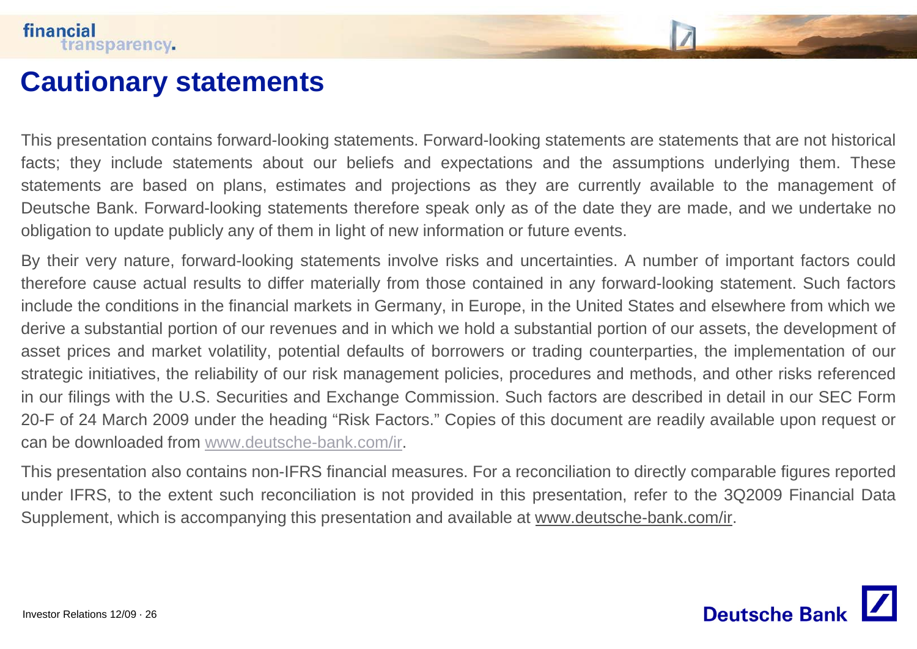# Cautionary statements

This presentation contains forward-looking statements. Forward-looking statements are statements that are not historical facts; they include statements about our beliefs and expectations and the assumptions underlying them. These statements are based on plans, estimates and projections as they are currently available to the management of Deutsche Bank. Forward-looking statements therefore speak only as of the date they are made, and we undertake no obligation to update publicly any of them in light of new information or future events.

By their very nature, forward-looking statements involve risks and uncertainties. A number of important factors could therefore cause actual results to differ materially from those contained in any forward-looking statement. Such factors include the conditions in the financial markets in Germany, in Europe, in the United States and elsewhere from which we derive a substantial portion of our revenues and in which we hold a substantial portion of our assets, the development of asset prices and market volatility, potential defaults of borrowers or trading counterparties, the implementation of our strategic initiatives, the reliability of our risk management policies, procedures and methods, and other risks referenced in our filings with the U.S. Securities and Exchange Commission. Such factors are described in detail in our SEC Form 20-F of 24 March 2009 under the heading "Risk Factors." Copies of this document are readily available upon request or can be downloaded from www.deutsche-bank.com/ir.

This presentation also contains non-IFRS financial measures. For a reconciliation to directly comparable figures reported under IFRS, to the extent such reconciliation is not provided in this presentation, refer to the 3Q2009 Financial Data Supplement, which is accompanying this presentation and available at www.deutsche-bank.com/ir.